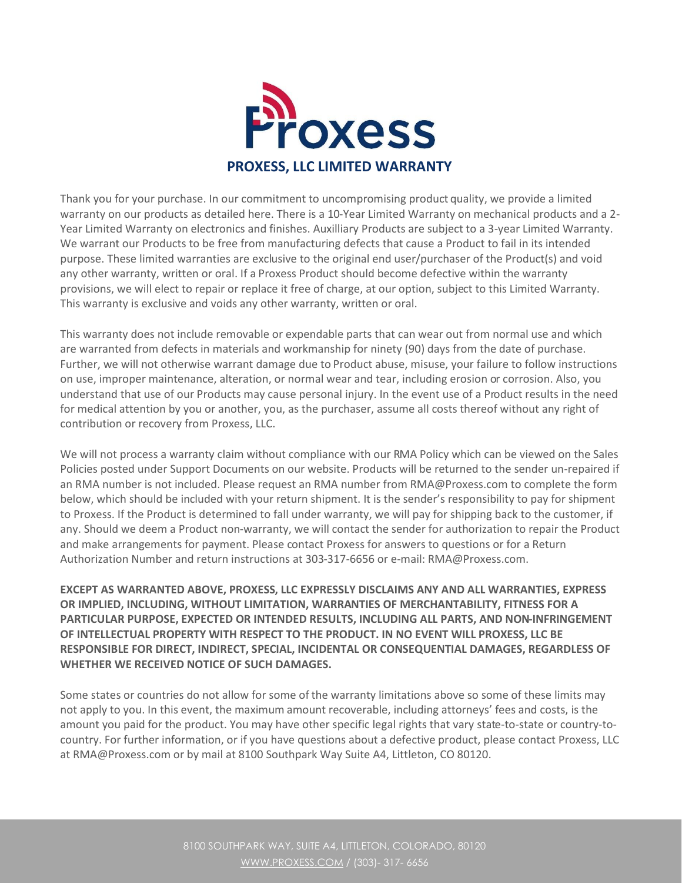# PROXESS, LLC LIMITED WARRANTY

Thank you for your purchase. In our commitment to uncompromising product quality, we provide a limited warranty on our products as detailed here. There is a 10-Year Limited Warranty on mechanical products and a 2-Year Limited Warranty on electronics and finishes. Auxilliary Products are subject to a 3-year Limited Warranty. We warrant our Products to be free from manufacturing defects that cause a Product to fail in its intended purpose. These limited warranties are exclusive to the original end user/purchaser of the Product(s) and void any other warranty, written or oral. If a Proxess Product should become defective within the warranty provisions, we will elect to repair or replace it free of charge, at our option, subject to this Limited Warranty. This warranty is exclusive and voids any other warranty, written or oral.

This warranty does not include removable or expendable parts that can wear out from normal use and which are warranted from defects in materials and workmanship for ninety (90) days from the date of purchase. Further, we will not otherwise warrant damage due to Product abuse, misuse, your failure to follow instructions on use, improper maintenance, alteration, or normal wear and tear, including erosion or corrosion. Also, you understand that use of our Products may cause personal injury. In the event use of a Product results in the need for medical attention by you or another, you, as the purchaser, assume all costs thereof without any right of contribution or recovery from Proxess, LLC.

We will not process a warranty claim without compliance with our RMA Policy which can be viewed on the Sales Policies posted under Support Documents on our website. Products will be returned to the sender un-repaired if an RMA number is not included. Please request an RMA number from RMA@Proxess.com to complete the form below, which should be included with your return shipment. It is the sender's responsibility to pay for shipment to Proxess. If the Product is determined to fall under warranty, we will pay for shipping back to the customer, if any. Should we deem a Product non-warranty, we will contact the sender for authorization to repair the Product and make arrangements for payment. Please contact Proxess for answers to questions or for a Return Authorization Number and return instructions at 303-317-6656 or e-mail: RMA@Proxess.com.

**EXCEPT AS WARRANTED ABOVE, PROXESS, LLC EXPRESSLY DISCLAIMS ANY AND ALL WARRANTIES, EXPRESS OR IMPLIED, INCLUDING, WITHOUT LIMITATION, WARRANTIES OF MERCHANTABILITY, FITNESS FOR A PARTICULAR PURPOSE, EXPECTED OR INTENDED RESULTS, INCLUDING ALL PARTS, AND NON-INFRINGEMENT OF INTELLECTUAL PROPERTY WITH RESPECT TO THE PRODUCT. IN NO EVENT WILL PROXESS, LLC BE RESPONSIBLE FOR DIRECT, INDIRECT, SPECIAL, INCIDENTAL OR CONSEQUENTIAL DAMAGES, REGARDLESS OF WHETHER WE RECEIVED NOTICE OF SUCH DAMAGES.**

Some states or countries do not allow for some of the warranty limitations above so some of these limits may not apply to you. In this event, the maximum amount recoverable, including attorneys' fees and costs, is the amount you paid for the product. You may have other specific legal rights that vary state-to-state or country-to-country. For further information, or if you have questions about a defective product, please contact Proxess, LLC at RMA@Proxess.com or by mail at 8100 Southpark Way Suite A4, Littleton, CO 80120.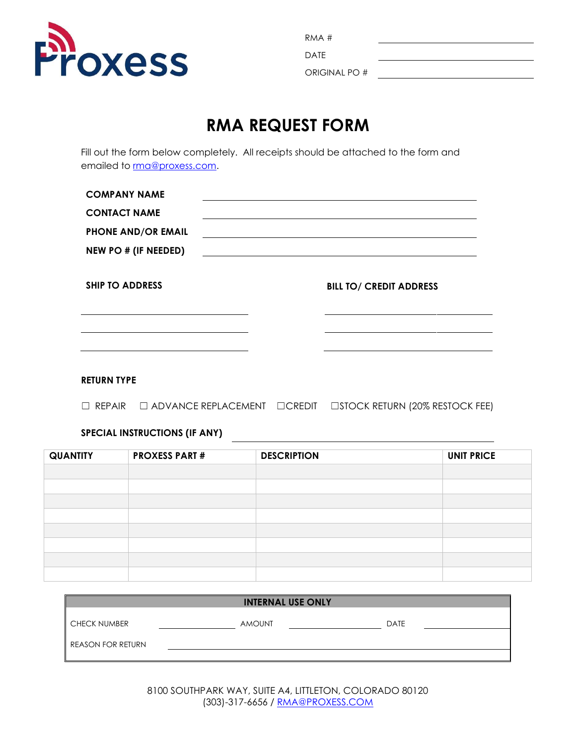Proxess

RMA # ____________________

DATE ____________________

ORIGINAL PO # ____________________

# RMA REQUEST FORM

Fill out the form below completely. All receipts should be attached to the form and emailed to rma@proxess.com.

**COMPANY NAME** ____________________

**CONTACT NAME** ____________________

**PHONE AND/OR EMAIL** ____________________

**NEW PO # (IF NEEDED)** ____________________

**SHIP TO ADDRESS**

____________________

____________________

____________________

**BILL TO/ CREDIT ADDRESS**

____________________

____________________

____________________

**RETURN TYPE**

☐ REPAIR ☐ ADVANCE REPLACEMENT ☐CREDIT ☐STOCK RETURN (20% RESTOCK FEE)

**SPECIAL INSTRUCTIONS (IF ANY)** ____________________

| QUANTITY | PROXESS PART # | DESCRIPTION | UNIT PRICE |
|---|---|---|---|
| | | | |
| | | | |
| | | | |
| | | | |
| | | | |
| | | | |
| | | | |
| | | | |

**INTERNAL USE ONLY**

CHECK NUMBER ____________________ AMOUNT ____________________ DATE ____________________

REASON FOR RETURN ____________________

8100 SOUTHPARK WAY, SUITE A4, LITTLETON, COLORADO 80120
(303)-317-6656 / RMA@PROXESS.COM